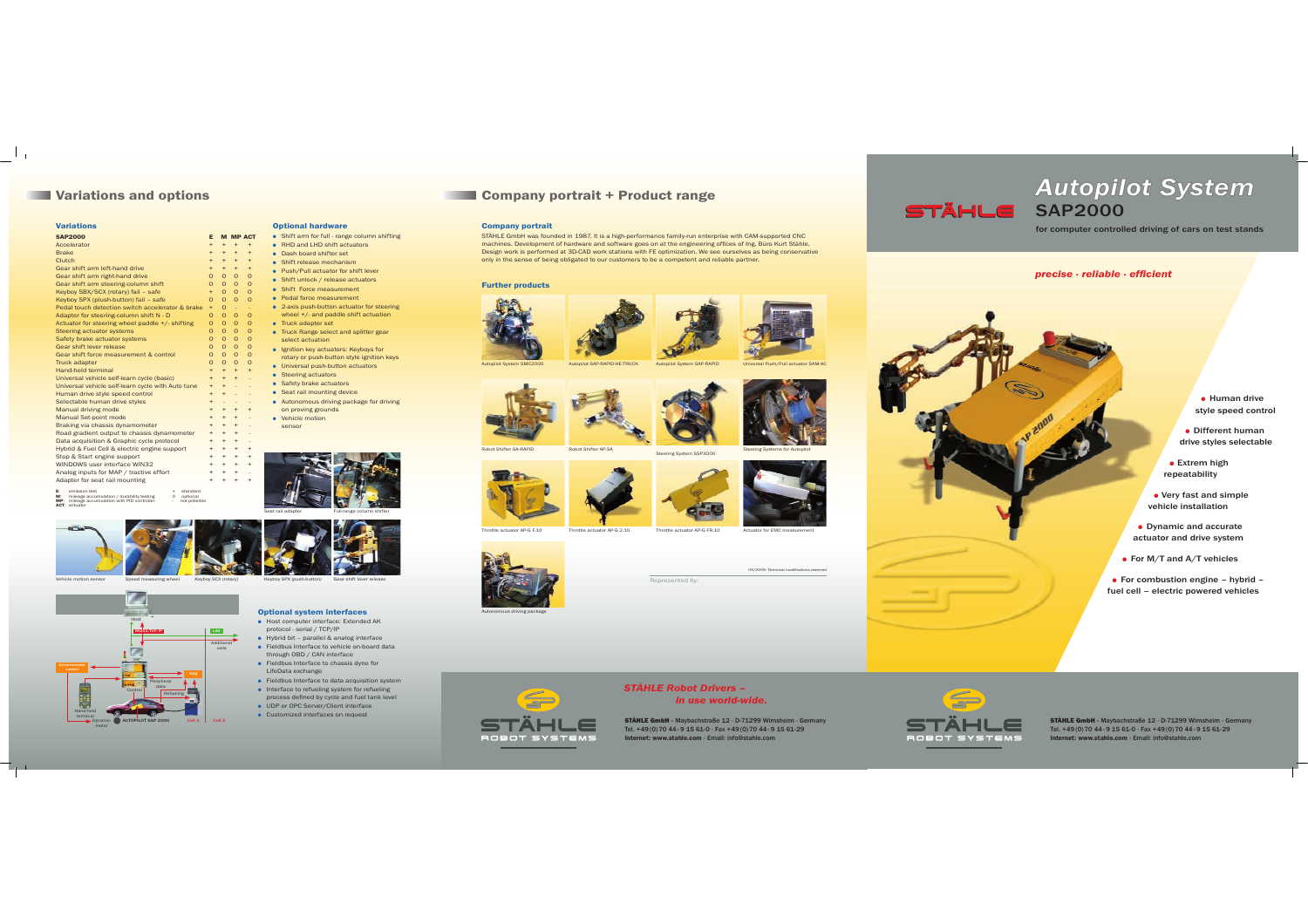# Autopilot System

## SAP2000

**for computer controlled driving of cars on test stands**

*precise · reliable · efficient*

- Human drive style speed control
- Different human drive styles selectable
- Extrem high repeatability
- Very fast and simple vehicle installation
- Dynamic and accurate actuator and drive system
- For M/T and A/T vehicles
- For combustion engine – hybrid – fuel cell – electric powered vehicles

**STÄHLE GmbH** · Maybachstraße 12 · D-71299 Wimsheim · Germany
Tel. +49 (0) 70 44 - 9 15 61-0 · Fax +49 (0) 70 44 - 9 15 61-29
Internet: www.stahle.com · Email: info@stahle.com

## Variations and options

### Variations

| SAP2000 | E | M | MP | ACT |
|---|---|---|---|---|
| Accelerator | + | + | + | + |
| Brake | + | + | + | + |
| Clutch | + | + | + | + |
| Gear shift arm left-hand drive | + | + | + | + |
| Gear shift arm right-hand drive | O | O | O | O |
| Gear shift arm steering-column shift | O | O | O | O |
| Keyboy SBX/SCX (rotary) fail – safe | + | O | O | O |
| Keyboy SPX (plush-button) fail – safe | O | O | O | O |
| Pedal touch detection switch accelerator & brake | + | O | - | - |
| Adapter for steering-column shift N - D | O | O | O | O |
| Actuator for steering wheel paddle +/- shifting | O | O | O | O |
| Steering actuator systems | O | O | O | O |
| Safety brake actuator systems | O | O | O | O |
| Gear shift lever release | O | O | O | O |
| Gear shift force measurement & control | O | O | O | O |
| Truck adapter | O | O | O | O |
| Hand-held terminal | + | + | + | + |
| Universal vehicle self-learn cycle (basic) | + | + | + | - |
| Universal vehicle self-learn cycle with Auto tune | + | + | - | - |
| Human drive style speed control | + | + | - | - |
| Selectable human drive styles | + | - | - | - |
| Manual driving mode | + | + | + | + |
| Manual Set-point mode | + | + | + | - |
| Braking via chassis dynamometer | + | + | + | - |
| Road gradient output to chassis dynamometer | + | + | + | - |
| Data acquisition & Graphic cycle protocol | + | + | + | - |
| Hybrid & Fuel Cell & electric engine support | + | + | + | + |
| Stop & Start engine support | + | + | + | + |
| WINDOWS user interface WIN32 | + | + | + | + |
| Analog inputs for MAP / tractive effort | + | + | + | - |
| Adapter for seat rail mounting | + | + | + | + |

**E**: emission test  
**M**: mileage accumulation / durability testing  
**MP**: mileage accumulation with PID controller  
**ACT**: actuator  

+ standard  
O optional  
- not possible

Vehicle motion sensor · Speed measuring wheel · Keyboy SCX (rotary) · Keyboy SPX (push-button) · Gear shift lever release

### Optional hardware

- Shift arm for full - range column shifting
- RHD and LHD shift actuators
- Dash board shifter set
- Shift release mechanism
- Push/Pull actuator for shift lever
- Shift unlock / release actuators
- Shift Force measurement
- Pedal force measurement
- 2-axis push-button actuator for steering wheel +/- and paddle shift actuation
- Truck adapter set
- Truck Range select and splitter gear select actuation
- Ignition key actuators: Keyboys for rotary or push-button style ignition keys
- Universal push-button actuators
- Steering actuators
- Safety brake actuators
- Seat rail mounting device
- Autonomous driving package for driving on proving grounds
- Vehicle motion sensor

Seat rail adapter · Full-range column shifter

### Optional system interfaces

- Host computer interface: Extended AK protocol - serial / TCP/IP
- Hybrid bit – parallel & analog interface
- Fieldbus Interface to vehicle on-board data through OBD / CAN interface
- Fieldbus Interface to chassis dyno for LifeData exchange
- Fieldbus Interface to data acquisition system
- Interface to refueling system for refueling process defined by cycle and fuel tank level
- UDP or OPC Server/Client interface
- Customized interfaces on request

## Company portrait + Product range

### Company portrait

STÄHLE GmbH was founded in 1987. It is a high-performance family-run enterprise with CAM-supported CNC machines. Development of hardware and software goes on at the engineering offices of Ing. Büro Kurt Stähle. Design work is performed at 3D-CAD work stations with FE optimization. We see ourselves as being conservative only in the sense of being obligated to our customers to be a competent and reliable partner.

### Further products

Autopilot System SMC2000 · Autopilot SAP-RAPID-HE-TRUCK · Autopilot System SAP-RAPID · Universal Push/Pull actuator SAM-AC

Robot Shifter SA-RAPID · Robot Shifter AP-SA · Steering System SSP3000 · Steering Systems for Autopilot

Throttle actuator AP-G F.10 · Throttle actuator AP-G 2.10 · Throttle actuator AP-G FR.10 · Actuator for EMC measurement

Autonomous driving package

05/2009: Technical modifications reserved

Represented by:

*STÄHLE Robot Drivers – in use world-wide.*

**STÄHLE GmbH** · Maybachstraße 12 · D-71299 Wimsheim · Germany
Tel. +49 (0) 70 44 - 9 15 61-0 · Fax +49 (0) 70 44 - 9 15 61-29
Internet: www.stahle.com · Email: info@stahle.com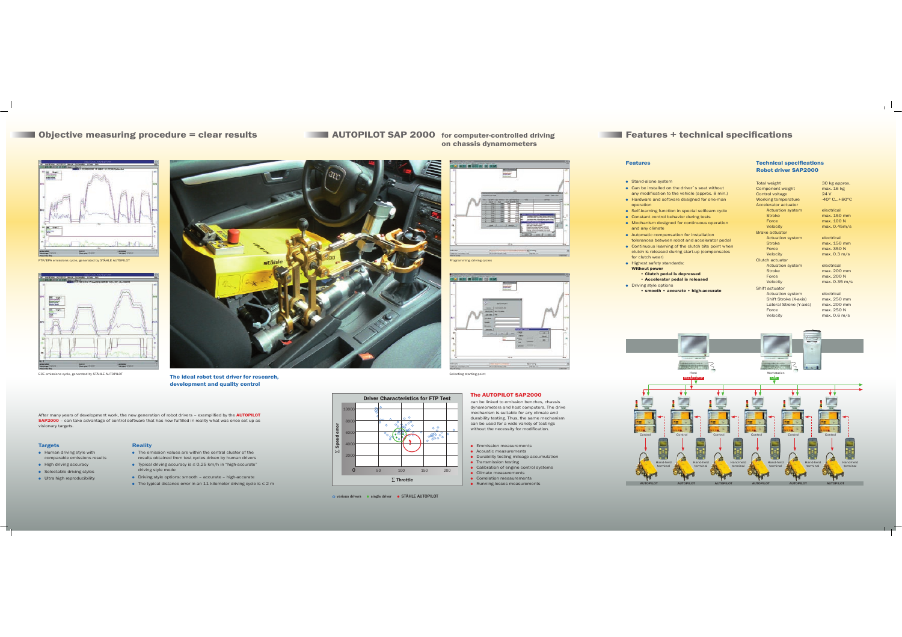## Objective measuring procedure = clear results

FTP/EPA emissions cycle, generated by STÄHLE AUTOPILOT

ECE emissions cycle, generated by STÄHLE AUTOPILOT

After many years of development work, the new generation of robot drivers – exemplified by the **AUTOPILOT SAP2000** – can take advantage of control software that has now fulfilled in reality what was once set up as visionary targets.

### Targets

- Human driving style with comparable emissions results
- High driving accuracy
- Selectable driving styles
- Ultra high reproducibility

### Reality

- The emission values are within the central cluster of the results obtained from test cycles driven by human drivers
- Typical driving accuracy is ≤ 0,25 km/h in "high-accurate" driving style mode
- Driving style options: smooth – accurate – high-accurate
- The typical distance error in an 11 kilometer driving cycle is ≤ 2 m

## AUTOPILOT SAP 2000 for computer-controlled driving on chassis dynamometers

**The ideal robot test driver for research, development and quality control**

Programming driving cycles

Selecting starting point

Driver Characteristics for FTP Test

∑ Speed error

10000
8000
6000
4000
2000
0
50
100
150
200

∑ Throttle

○ various drivers ● single driver ● STÄHLE AUTOPILOT

### The AUTOPILOT SAP2000

can be linked to emission benches, chassis dynamometers and host computers. The drive mechanism is suitable for any climate and durability testing. Thus, the same mechanism can be used for a wide variety of testings without the necessity for modification.

- Emmission measurements
- Acoustic measurements
- Durability testing mileage accumulation
- Transmission testing
- Calibration of engine control systems
- Climate measurements
- Correlation measurements
- Running-losses measurements

## Features + technical specifications

### Features

- Stand-alone system
- Can be installed on the driver´s seat without any modification to the vehicle (approx. 8 min.)
- Hardware and software designed for one-man operation
- Self-learning function in special selflearn cycle
- Constant control behavior during tests
- Mechanism designed for continuous operation and any climate
- Automatic compensation for installation tolerances between robot and accelerator pedal
- Continuous learning of the clutch bite point when clutch is released during start-up (compensates for clutch wear)
- Highest safety standards:
  **Without power**
  - **Clutch pedal is depressed**
  - **Accelerator pedal is released**
- Driving style options
  - **smooth • accurate • high-accurate**

### Technical specifications Robot driver SAP2000

| | |
|---|---|
| Total weight | 30 kg approx. |
| Component weight | max. 16 kg |
| Control voltage | 24 V |
| Working temperature | -40° C...+80°C |
| Accelerator actuator | |
| Actuation system | electrical |
| Stroke | max. 150 mm |
| Force | max. 100 N |
| Velocity | max. 0.45m/s |
| Brake actuator | |
| Actuation system | electrical |
| Stroke | max. 150 mm |
| Force | max. 350 N |
| Velocity | max. 0.3 m/s |
| Clutch actuator | |
| Actuation system | electrical |
| Stroke | max. 200 mm |
| Force | max. 200 N |
| Velocity | max. 0.35 m/s |
| Shift actuator | |
| Actuation system | electrical |
| Shift Stroke (X-axis) | max. 250 mm |
| Lateral Stroke (Y-axis) | max. 200 mm |
| Force | max. 250 N |
| Velocity | max. 0.6 m/s |

Host
Workstation
Control
Hand-held terminal
AUTOPILOT